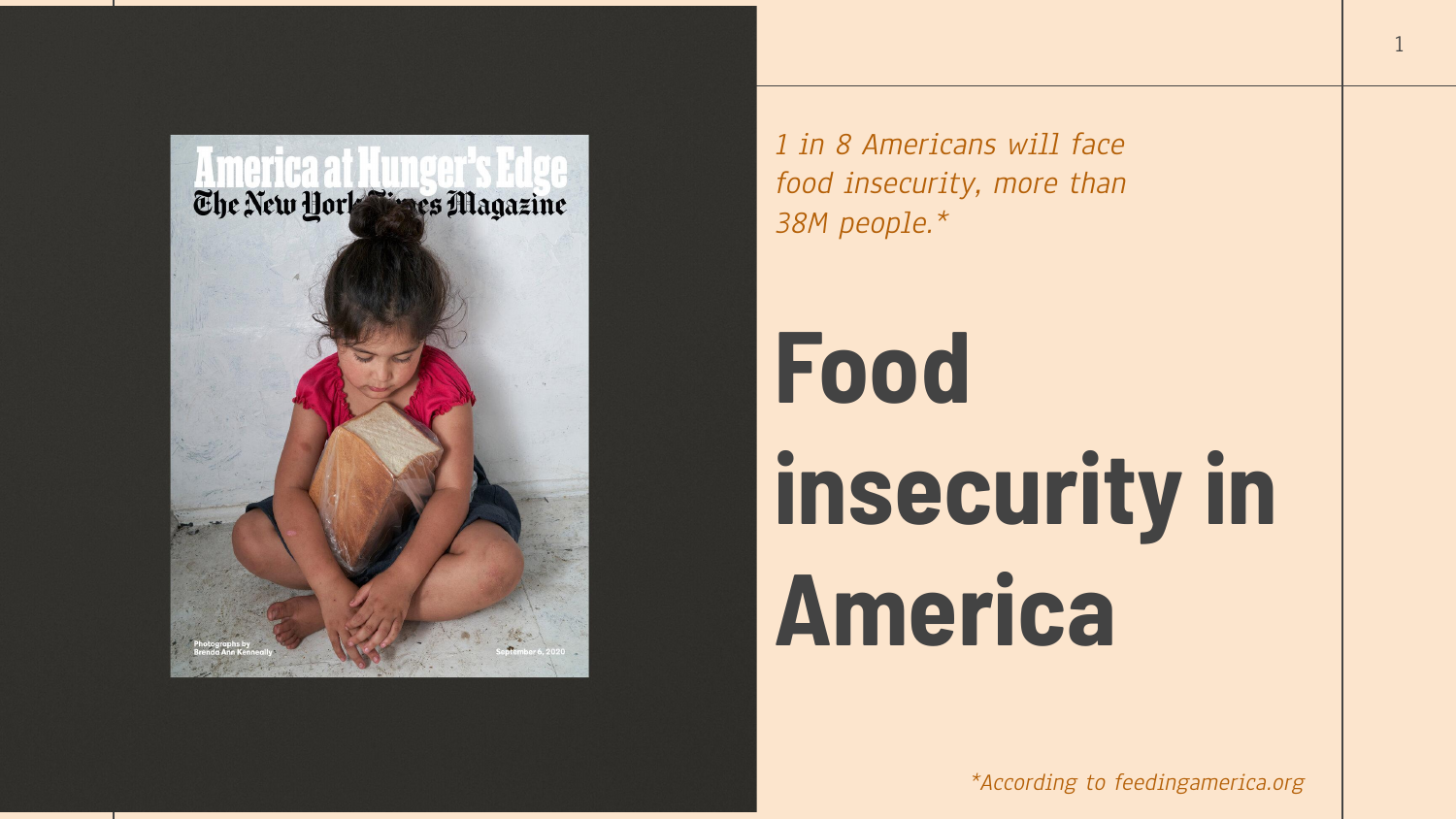*1 in 8 Americans will face food insecurity, more than 38M people.**

# Food insecurity in America

**According to feedingamerica.org*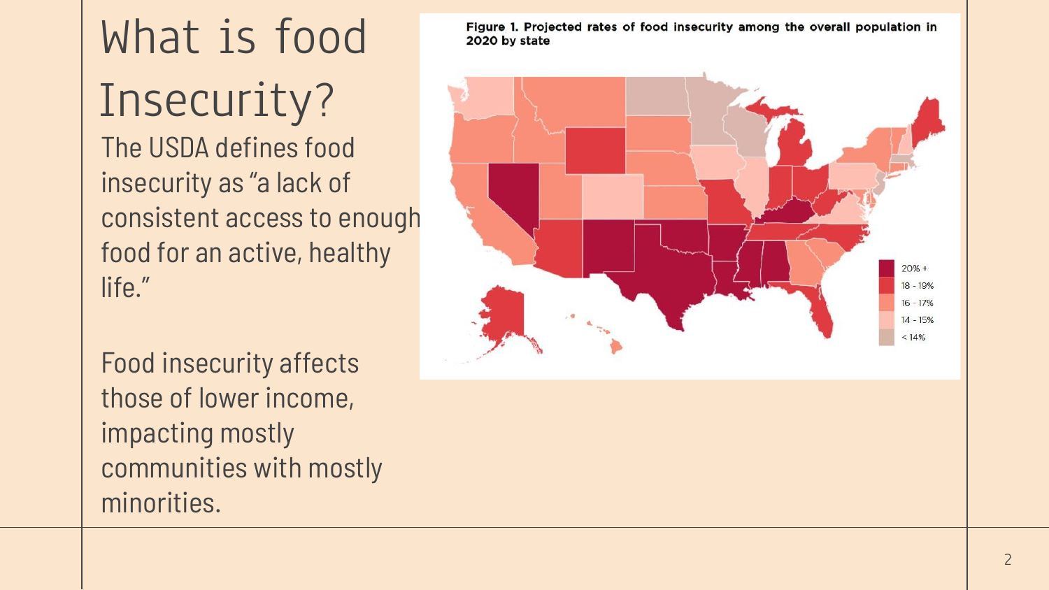# What is food Insecurity?

The USDA defines food insecurity as "a lack of consistent access to enough food for an active, healthy life."

Food insecurity affects those of lower income, impacting mostly communities with mostly minorities.

**Figure 1. Projected rates of food insecurity among the overall population in 2020 by state**

- 20% +
- 18 - 19%
- 16 - 17%
- 14 - 15%
- < 14%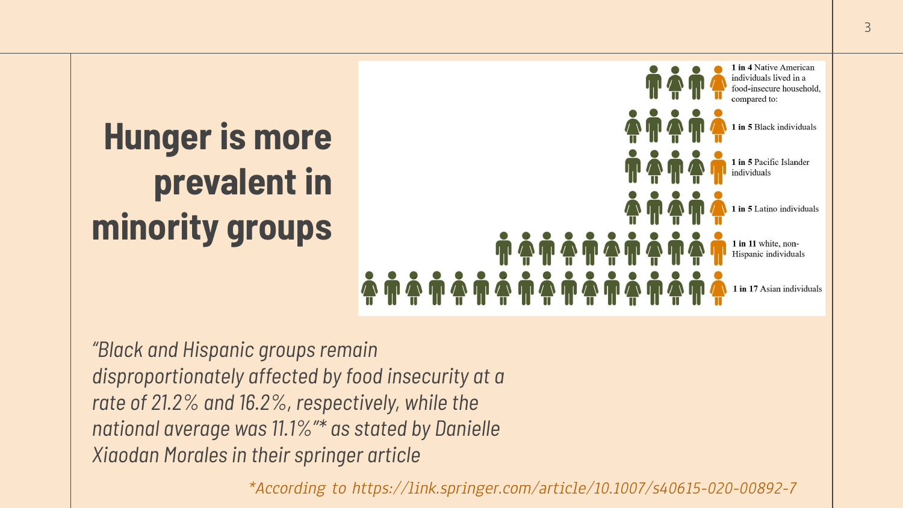# Hunger is more prevalent in minority groups

1 in 4 Native American individuals lived in a food-insecure household, compared to:

1 in 5 Black individuals

1 in 5 Pacific Islander individuals

1 in 5 Latino individuals

1 in 11 white, non-Hispanic individuals

1 in 17 Asian individuals

*"Black and Hispanic groups remain disproportionately affected by food insecurity at a rate of 21.2% and 16.2%, respectively, while the national average was 11.1%"* as stated by Danielle Xiaodan Morales in their springer article*

*According to https://link.springer.com/article/10.1007/s40615-020-00892-7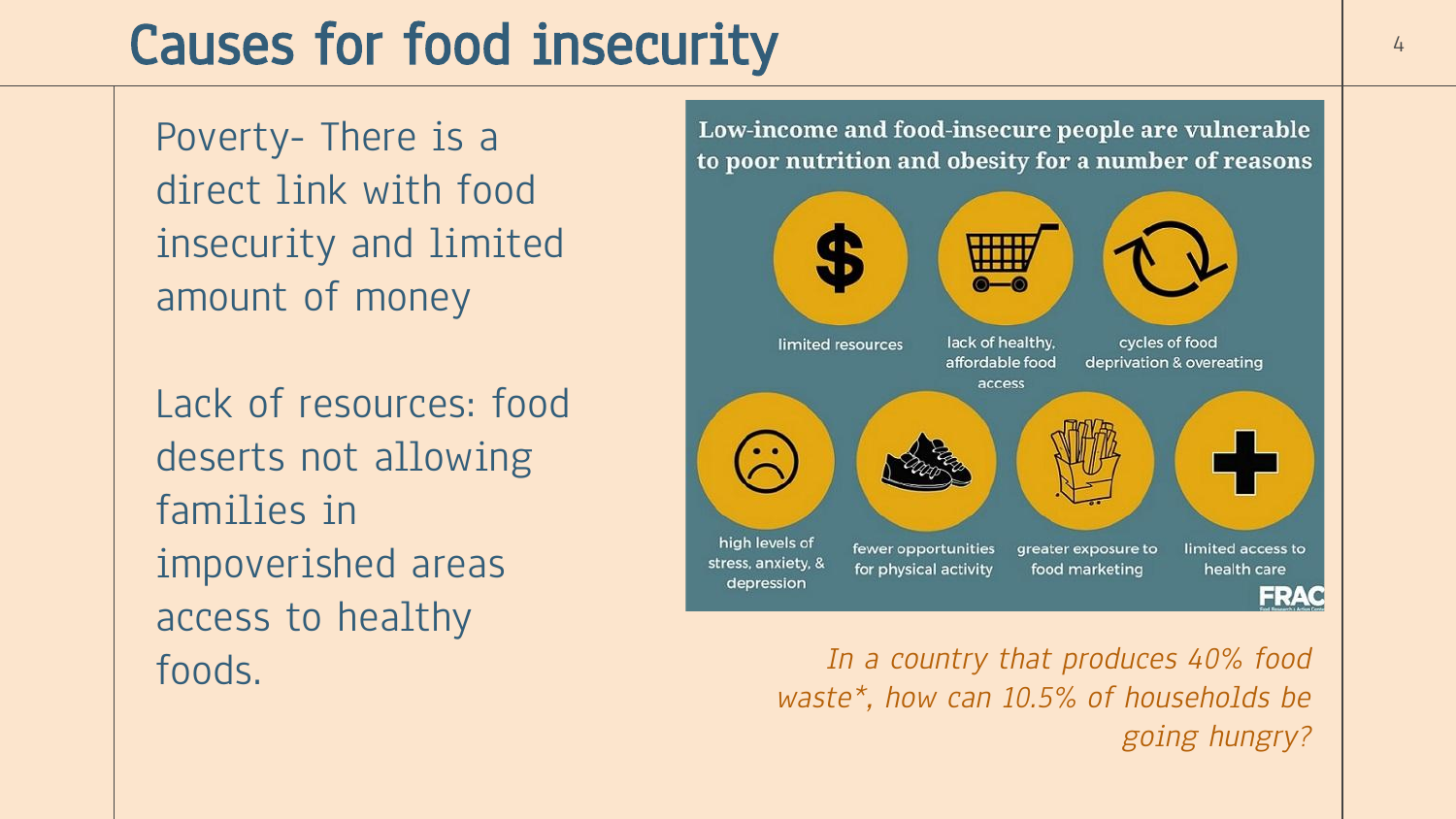# Causes for food insecurity

Poverty- There is a direct link with food insecurity and limited amount of money

Lack of resources: food deserts not allowing families in impoverished areas access to healthy foods.

**Low-income and food-insecure people are vulnerable to poor nutrition and obesity for a number of reasons**

- limited resources
- lack of healthy, affordable food access
- cycles of food deprivation & overeating
- high levels of stress, anxiety, & depression
- fewer opportunities for physical activity
- greater exposure to food marketing
- limited access to health care

FRAC

*In a country that produces 40% food waste*, how can 10.5% of households be going hungry?*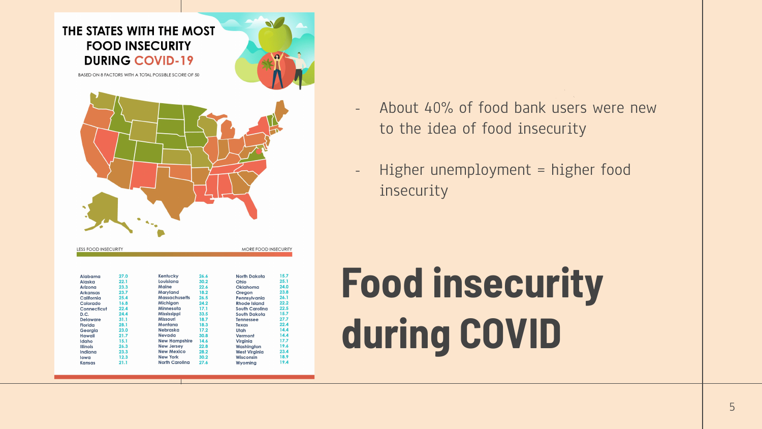# Food insecurity during COVID

- About 40% of food bank users were new to the idea of food insecurity
- Higher unemployment = higher food insecurity

## THE STATES WITH THE MOST FOOD INSECURITY DURING COVID-19

BASED ON 8 FACTORS WITH A TOTAL POSSIBLE SCORE OF 50

LESS FOOD INSECURITY — MORE FOOD INSECURITY

| State | Score | State | Score | State | Score |
|---|---|---|---|---|---|
| Alabama | 27.0 | Kentucky | 26.6 | North Dakota | 15.7 |
| Alaska | 22.1 | Louisiana | 30.2 | Ohio | 25.1 |
| Arizona | 23.3 | Maine | 22.6 | Oklahoma | 24.0 |
| Arkansas | 23.7 | Maryland | 18.2 | Oregon | 23.8 |
| California | 25.4 | Massachusetts | 26.5 | Pennsylvania | 26.1 |
| Colorado | 16.8 | Michigan | 24.2 | Rhode Island | 22.2 |
| Connecticut | 22.4 | Minnesota | 17.1 | South Carolina | 22.5 |
| D.C. | 24.4 | Mississippi | 33.5 | South Dakota | 15.7 |
| Delaware | 31.1 | Missouri | 18.7 | Tennessee | 27.7 |
| Florida | 28.1 | Montana | 18.3 | Texas | 22.4 |
| Georgia | 23.0 | Nebraska | 17.2 | Utah | 14.4 |
| Hawaii | 21.7 | Nevada | 30.8 | Vermont | 14.4 |
| Idaho | 15.1 | New Hampshire | 14.6 | Virginia | 17.7 |
| Illinois | 26.3 | New Jersey | 22.8 | Washington | 19.6 |
| Indiana | 23.3 | New Mexico | 28.2 | West Virginia | 23.4 |
| Iowa | 12.3 | New York | 30.2 | Wisconsin | 18.9 |
| Kansas | 21.1 | North Carolina | 27.6 | Wyoming | 19.4 |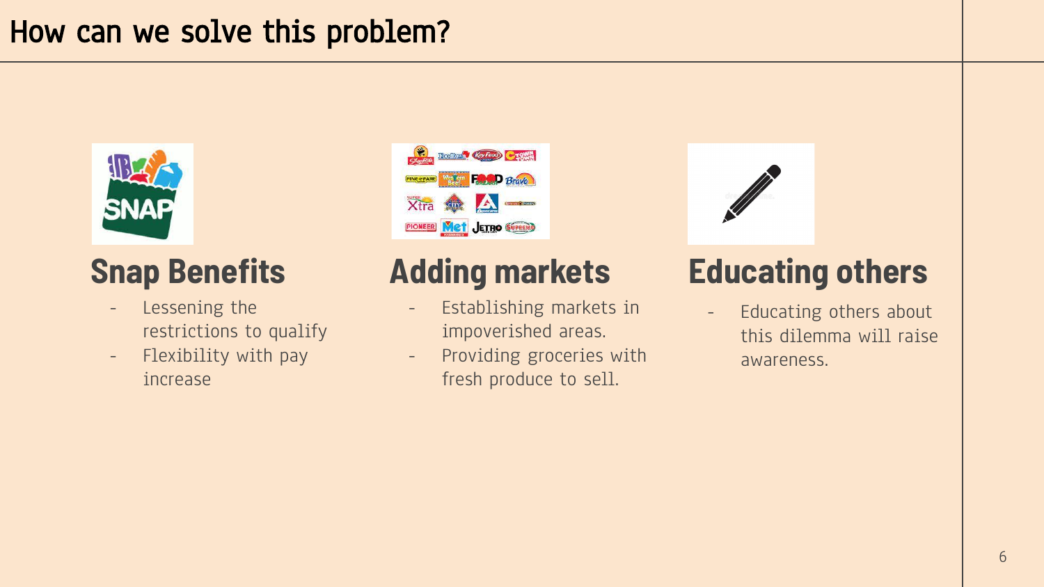# How can we solve this problem?

## Snap Benefits

- Lessening the restrictions to qualify
- Flexibility with pay increase

## Adding markets

- Establishing markets in impoverished areas.
- Providing groceries with fresh produce to sell.

## Educating others

- Educating others about this dilemma will raise awareness.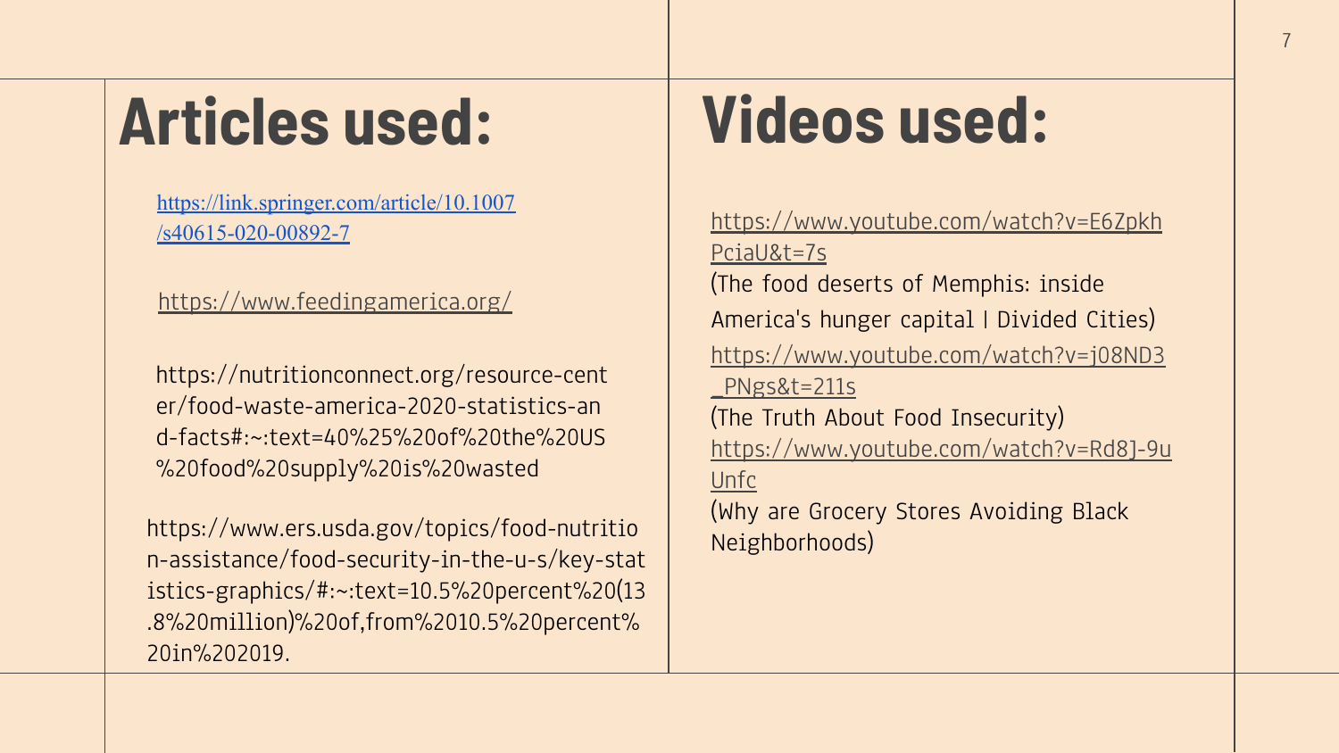## Articles used:

https://link.springer.com/article/10.1007/s40615-020-00892-7

https://www.feedingamerica.org/

https://nutritionconnect.org/resource-center/food-waste-america-2020-statistics-and-facts#:~:text=40%25%20of%20the%20US%20food%20supply%20is%20wasted

https://www.ers.usda.gov/topics/food-nutrition-assistance/food-security-in-the-u-s/key-statistics-graphics/#:~:text=10.5%20percent%20(13.8%20million)%20of,from%2010.5%20percent%20in%202019.

## Videos used:

https://www.youtube.com/watch?v=E6ZpkhPciaU&t=7s
(The food deserts of Memphis: inside America's hunger capital | Divided Cities)

https://www.youtube.com/watch?v=j08ND3_PNgs&t=211s
(The Truth About Food Insecurity)

https://www.youtube.com/watch?v=Rd8J-9uUnfc
(Why are Grocery Stores Avoiding Black Neighborhoods)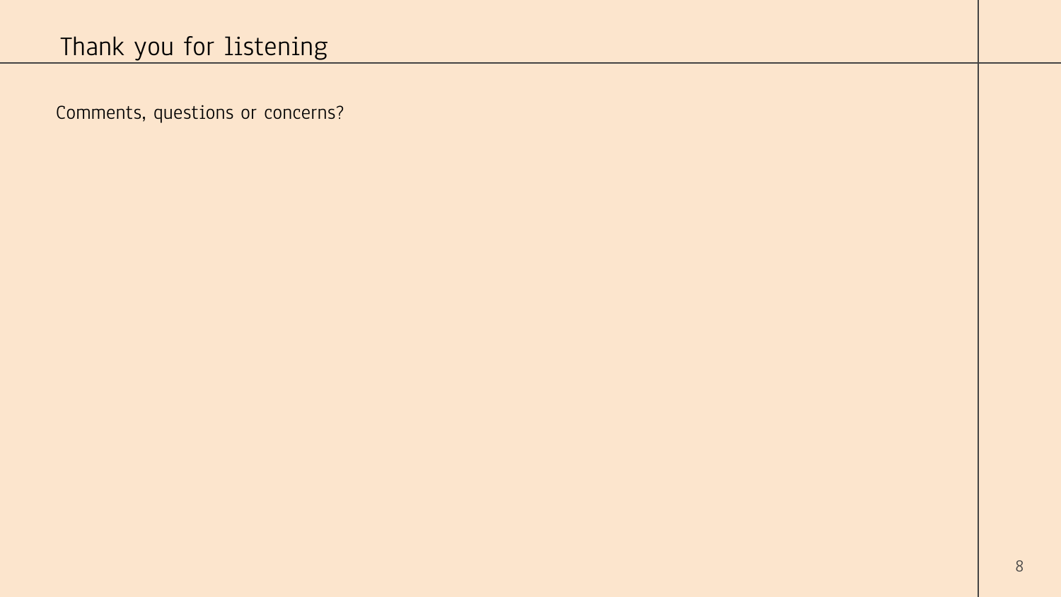# Thank you for listening

Comments, questions or concerns?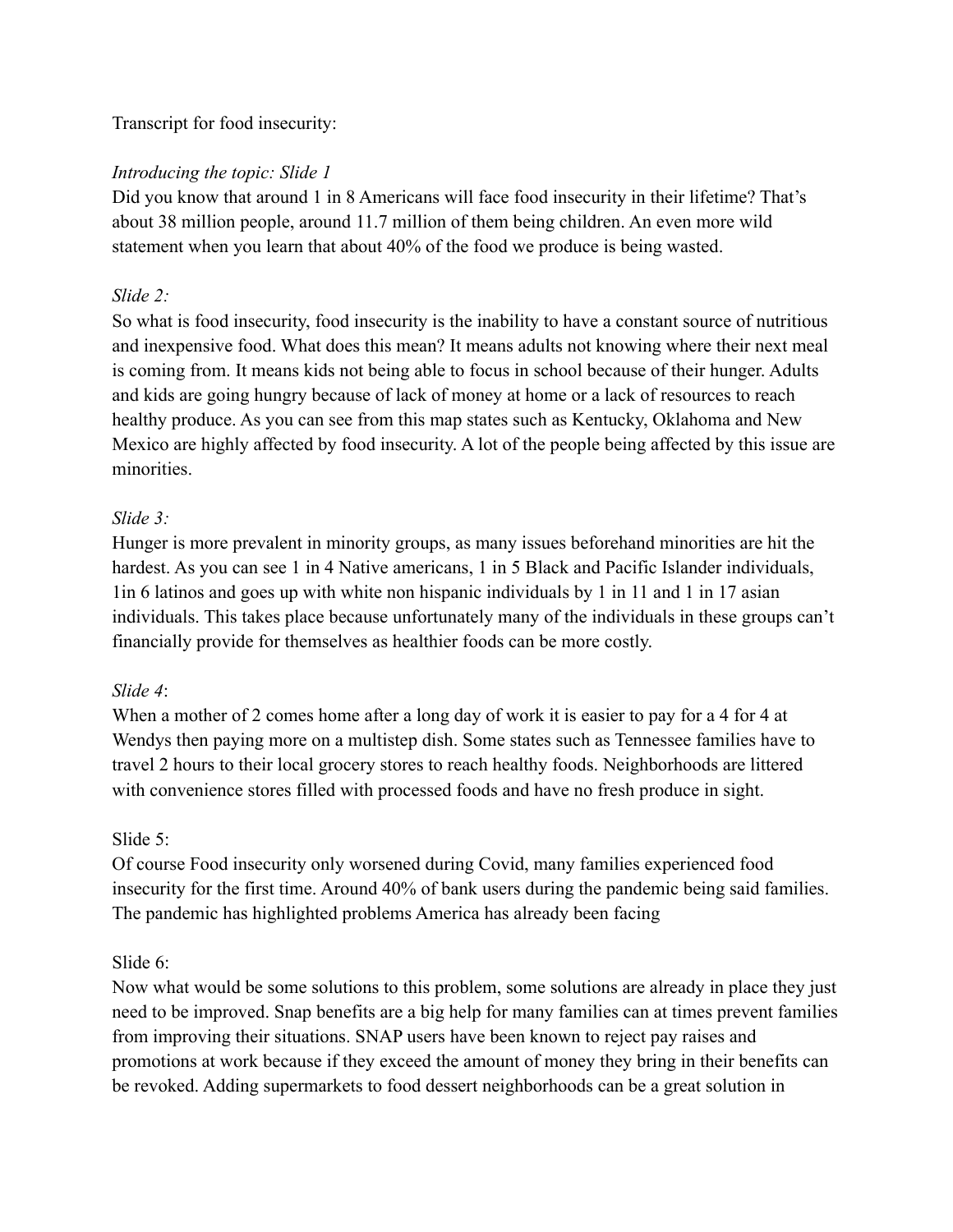Transcript for food insecurity:

*Introducing the topic: Slide 1*

Did you know that around 1 in 8 Americans will face food insecurity in their lifetime? That's about 38 million people, around 11.7 million of them being children. An even more wild statement when you learn that about 40% of the food we produce is being wasted.

*Slide 2:*

So what is food insecurity, food insecurity is the inability to have a constant source of nutritious and inexpensive food. What does this mean? It means adults not knowing where their next meal is coming from. It means kids not being able to focus in school because of their hunger. Adults and kids are going hungry because of lack of money at home or a lack of resources to reach healthy produce. As you can see from this map states such as Kentucky, Oklahoma and New Mexico are highly affected by food insecurity. A lot of the people being affected by this issue are minorities.

*Slide 3:*

Hunger is more prevalent in minority groups, as many issues beforehand minorities are hit the hardest. As you can see 1 in 4 Native americans, 1 in 5 Black and Pacific Islander individuals, 1in 6 latinos and goes up with white non hispanic individuals by 1 in 11 and 1 in 17 asian individuals. This takes place because unfortunately many of the individuals in these groups can't financially provide for themselves as healthier foods can be more costly.

*Slide 4*:

When a mother of 2 comes home after a long day of work it is easier to pay for a 4 for 4 at Wendys then paying more on a multistep dish. Some states such as Tennessee families have to travel 2 hours to their local grocery stores to reach healthy foods. Neighborhoods are littered with convenience stores filled with processed foods and have no fresh produce in sight.

Slide 5:

Of course Food insecurity only worsened during Covid, many families experienced food insecurity for the first time. Around 40% of bank users during the pandemic being said families. The pandemic has highlighted problems America has already been facing

Slide 6:

Now what would be some solutions to this problem, some solutions are already in place they just need to be improved. Snap benefits are a big help for many families can at times prevent families from improving their situations. SNAP users have been known to reject pay raises and promotions at work because if they exceed the amount of money they bring in their benefits can be revoked. Adding supermarkets to food dessert neighborhoods can be a great solution in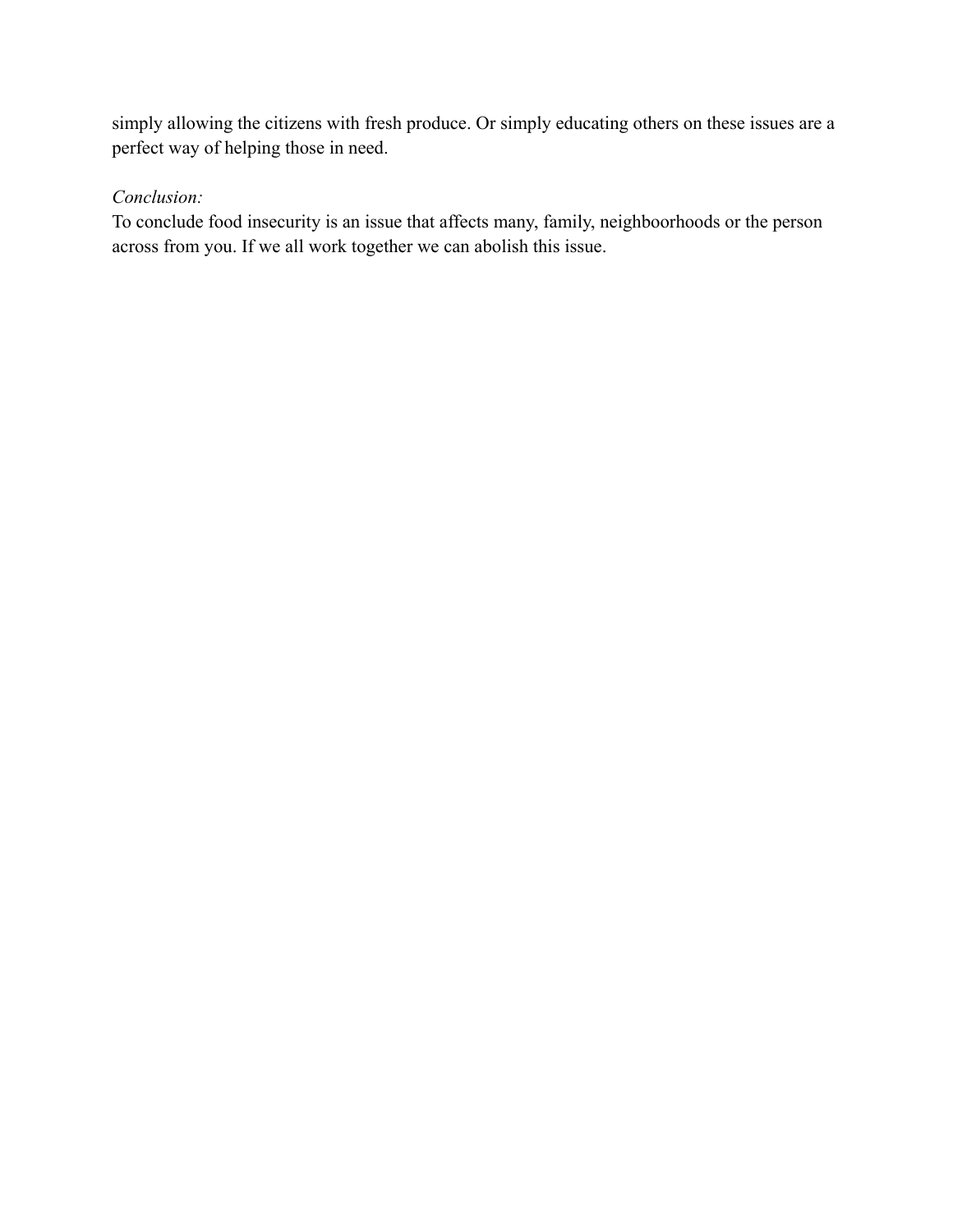simply allowing the citizens with fresh produce. Or simply educating others on these issues are a perfect way of helping those in need.

*Conclusion:*

To conclude food insecurity is an issue that affects many, family, neighboorhoods or the person across from you. If we all work together we can abolish this issue.